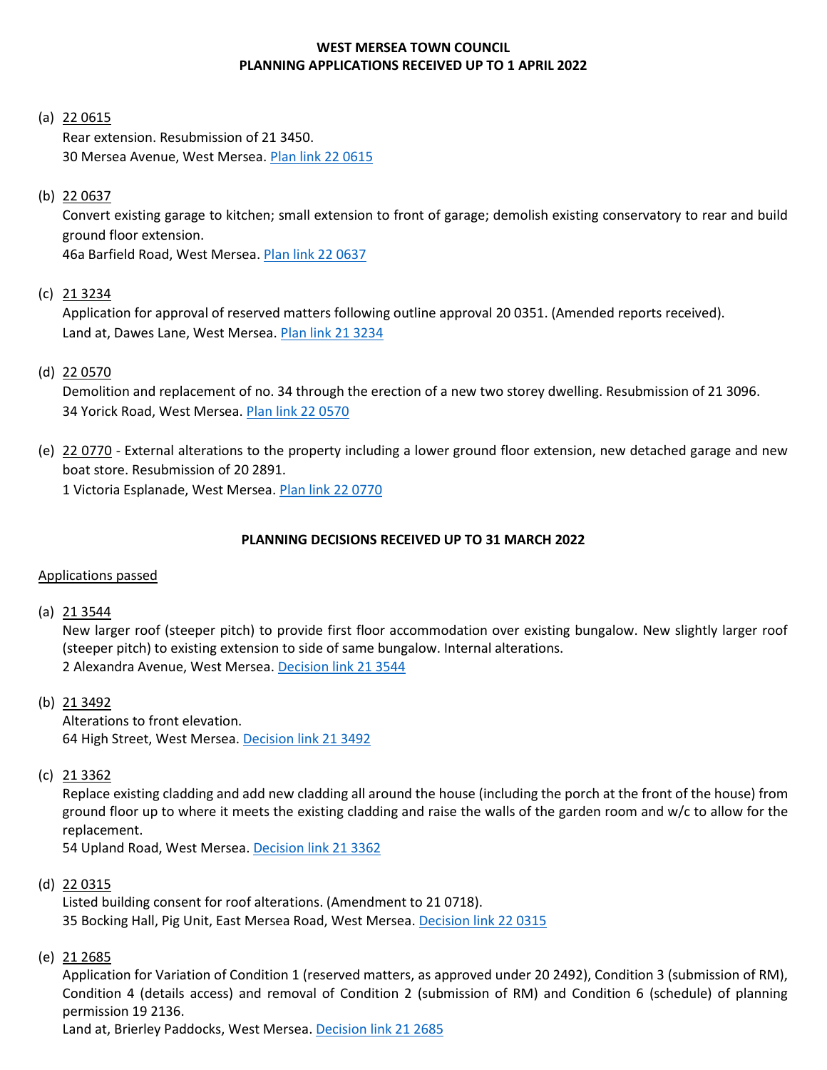## WEST MERSEA TOWN COUNCIL
## PLANNING APPLICATIONS RECEIVED UP TO 1 APRIL 2022

(a) 22 0615
Rear extension. Resubmission of 21 3450.
30 Mersea Avenue, West Mersea. Plan link 22 0615

(b) 22 0637
Convert existing garage to kitchen; small extension to front of garage; demolish existing conservatory to rear and build ground floor extension.
46a Barfield Road, West Mersea. Plan link 22 0637

(c) 21 3234
Application for approval of reserved matters following outline approval 20 0351. (Amended reports received).
Land at, Dawes Lane, West Mersea. Plan link 21 3234

(d) 22 0570
Demolition and replacement of no. 34 through the erection of a new two storey dwelling. Resubmission of 21 3096.
34 Yorick Road, West Mersea. Plan link 22 0570

(e) 22 0770 - External alterations to the property including a lower ground floor extension, new detached garage and new boat store. Resubmission of 20 2891.
1 Victoria Esplanade, West Mersea. Plan link 22 0770

## PLANNING DECISIONS RECEIVED UP TO 31 MARCH 2022

Applications passed

(a) 21 3544
New larger roof (steeper pitch) to provide first floor accommodation over existing bungalow. New slightly larger roof (steeper pitch) to existing extension to side of same bungalow. Internal alterations.
2 Alexandra Avenue, West Mersea. Decision link 21 3544

(b) 21 3492
Alterations to front elevation.
64 High Street, West Mersea. Decision link 21 3492

(c) 21 3362
Replace existing cladding and add new cladding all around the house (including the porch at the front of the house) from ground floor up to where it meets the existing cladding and raise the walls of the garden room and w/c to allow for the replacement.
54 Upland Road, West Mersea. Decision link 21 3362

(d) 22 0315
Listed building consent for roof alterations. (Amendment to 21 0718).
35 Bocking Hall, Pig Unit, East Mersea Road, West Mersea. Decision link 22 0315

(e) 21 2685
Application for Variation of Condition 1 (reserved matters, as approved under 20 2492), Condition 3 (submission of RM), Condition 4 (details access) and removal of Condition 2 (submission of RM) and Condition 6 (schedule) of planning permission 19 2136.
Land at, Brierley Paddocks, West Mersea. Decision link 21 2685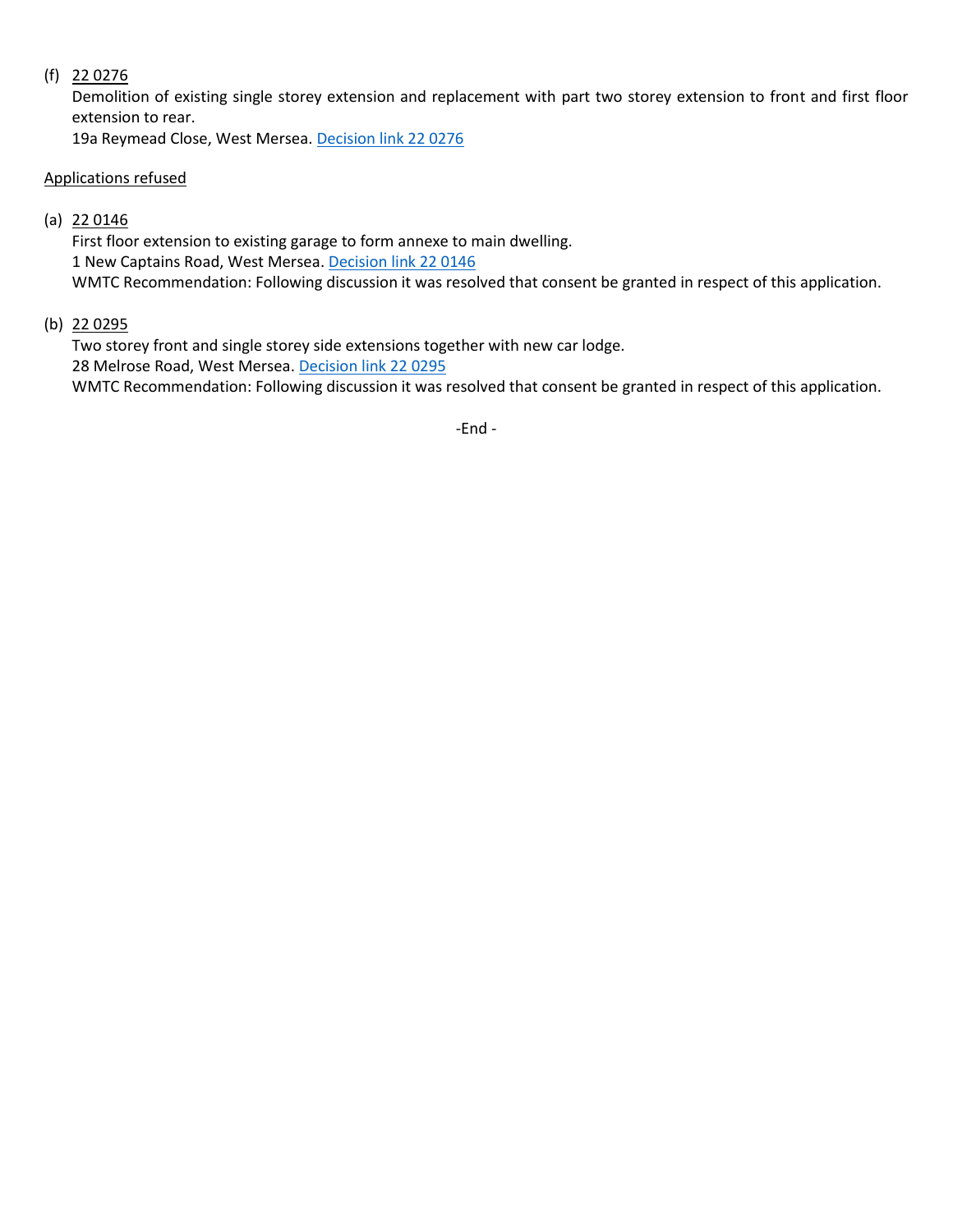(f) 22 0276

Demolition of existing single storey extension and replacement with part two storey extension to front and first floor extension to rear.

19a Reymead Close, West Mersea. [Decision link 22 0276]

Applications refused

(a) 22 0146

First floor extension to existing garage to form annexe to main dwelling.

1 New Captains Road, West Mersea. [Decision link 22 0146]

WMTC Recommendation: Following discussion it was resolved that consent be granted in respect of this application.

(b) 22 0295

Two storey front and single storey side extensions together with new car lodge.

28 Melrose Road, West Mersea. [Decision link 22 0295]

WMTC Recommendation: Following discussion it was resolved that consent be granted in respect of this application.

-End -